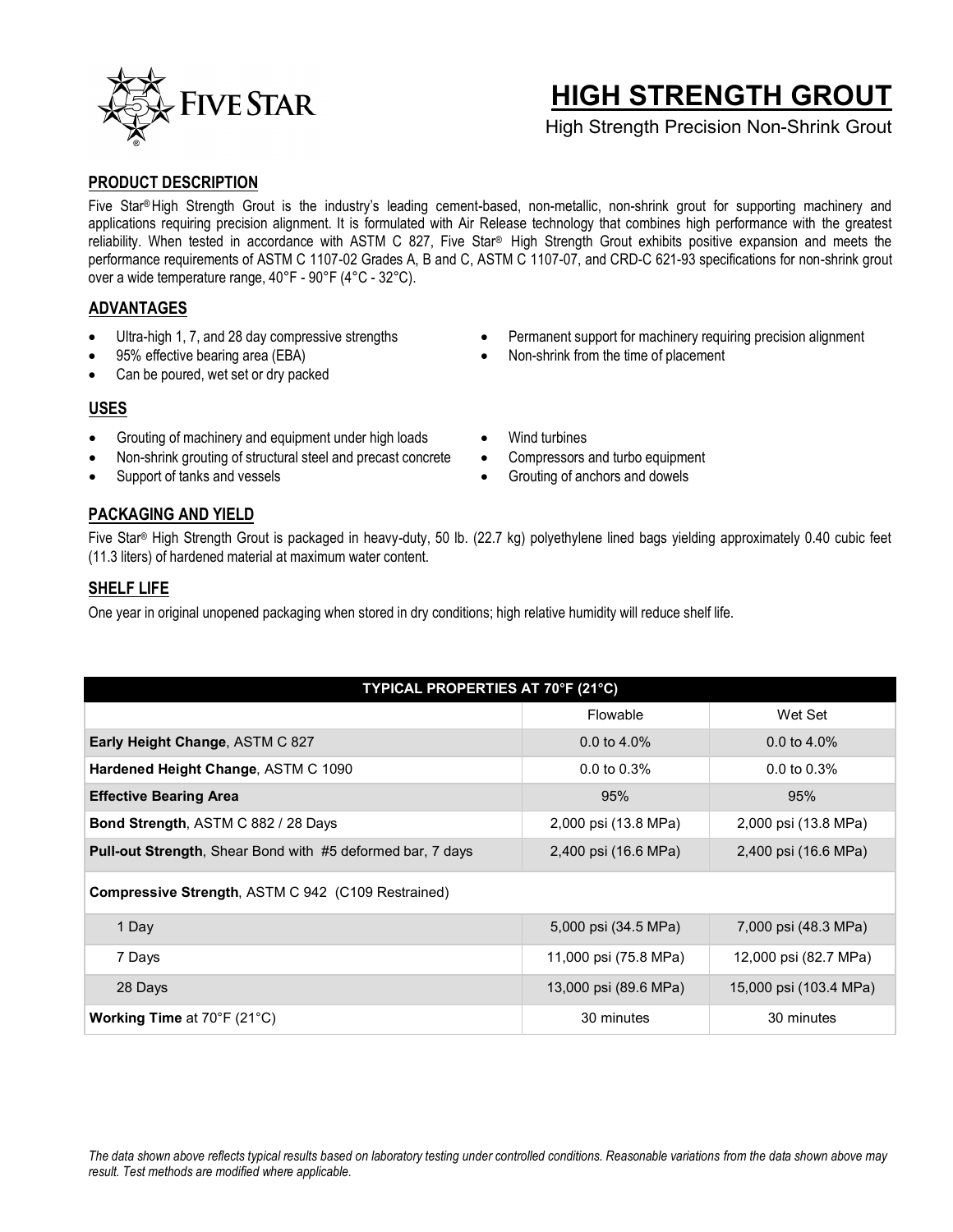# HIGH STRENGTH GROUT

High Strength Precision Non-Shrink Grout

## PRODUCT DESCRIPTION

Five Star® High Strength Grout is the industry's leading cement-based, non-metallic, non-shrink grout for supporting machinery and applications requiring precision alignment. It is formulated with Air Release technology that combines high performance with the greatest reliability. When tested in accordance with ASTM C 827, Five Star® High Strength Grout exhibits positive expansion and meets the performance requirements of ASTM C 1107-02 Grades A, B and C, ASTM C 1107-07, and CRD-C 621-93 specifications for non-shrink grout over a wide temperature range, 40°F - 90°F (4°C - 32°C).

## ADVANTAGES

- Ultra-high 1, 7, and 28 day compressive strengths
- 95% effective bearing area (EBA)
- Can be poured, wet set or dry packed
- Permanent support for machinery requiring precision alignment
- Non-shrink from the time of placement

## USES

- Grouting of machinery and equipment under high loads
- Non-shrink grouting of structural steel and precast concrete
- Support of tanks and vessels
- Wind turbines
- Compressors and turbo equipment
- Grouting of anchors and dowels

## PACKAGING AND YIELD

Five Star® High Strength Grout is packaged in heavy-duty, 50 lb. (22.7 kg) polyethylene lined bags yielding approximately 0.40 cubic feet (11.3 liters) of hardened material at maximum water content.

## SHELF LIFE

One year in original unopened packaging when stored in dry conditions; high relative humidity will reduce shelf life.

| TYPICAL PROPERTIES AT 70°F (21°C) | | |
|---|---|---|
| | Flowable | Wet Set |
| **Early Height Change**, ASTM C 827 | 0.0 to 4.0% | 0.0 to 4.0% |
| **Hardened Height Change**, ASTM C 1090 | 0.0 to 0.3% | 0.0 to 0.3% |
| **Effective Bearing Area** | 95% | 95% |
| **Bond Strength**, ASTM C 882 / 28 Days | 2,000 psi (13.8 MPa) | 2,000 psi (13.8 MPa) |
| **Pull-out Strength**, Shear Bond with #5 deformed bar, 7 days | 2,400 psi (16.6 MPa) | 2,400 psi (16.6 MPa) |
| **Compressive Strength**, ASTM C 942 (C109 Restrained) | | |
| 1 Day | 5,000 psi (34.5 MPa) | 7,000 psi (48.3 MPa) |
| 7 Days | 11,000 psi (75.8 MPa) | 12,000 psi (82.7 MPa) |
| 28 Days | 13,000 psi (89.6 MPa) | 15,000 psi (103.4 MPa) |
| **Working Time** at 70°F (21°C) | 30 minutes | 30 minutes |

*The data shown above reflects typical results based on laboratory testing under controlled conditions. Reasonable variations from the data shown above may result. Test methods are modified where applicable.*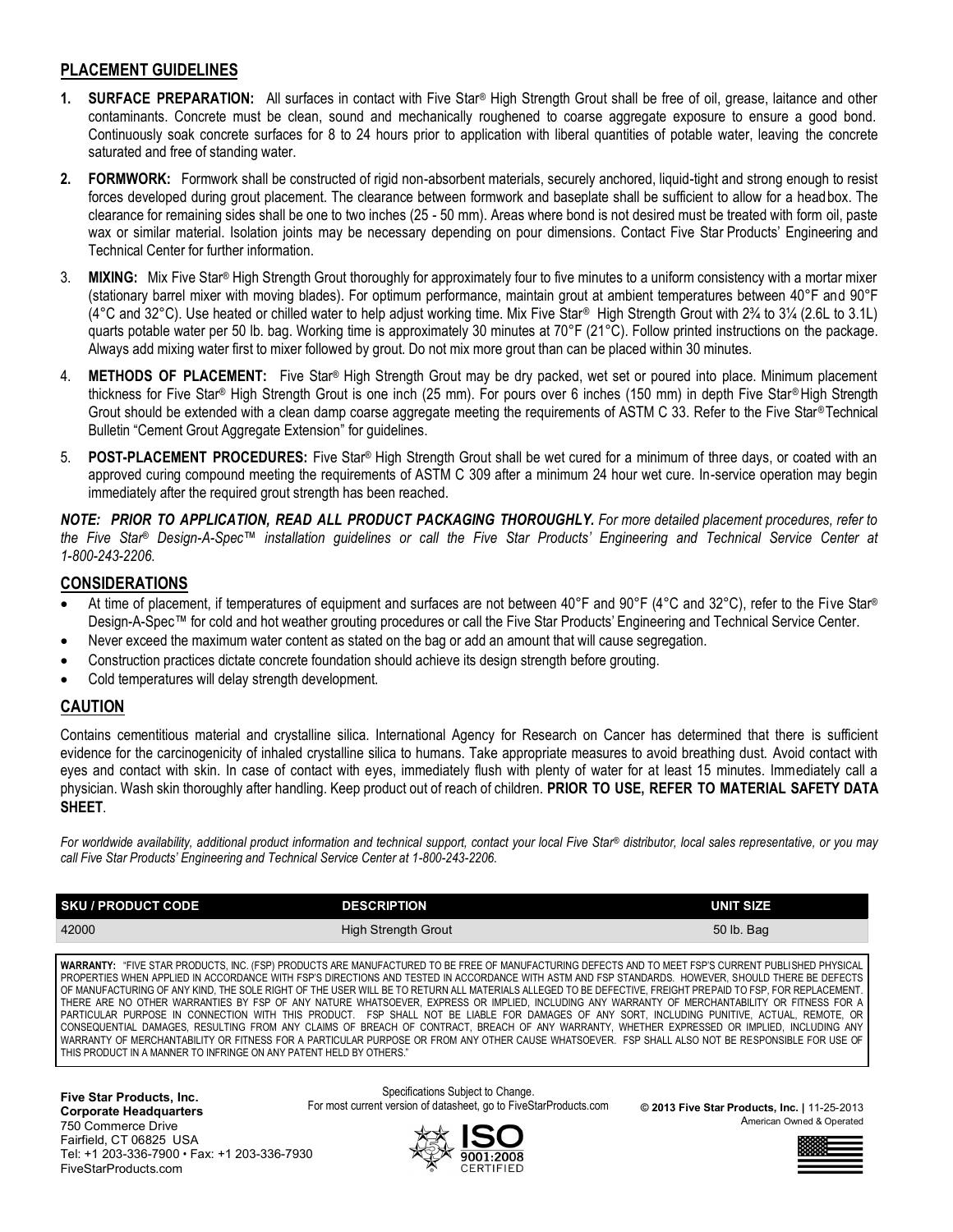## PLACEMENT GUIDELINES

1. **SURFACE PREPARATION:** All surfaces in contact with Five Star® High Strength Grout shall be free of oil, grease, laitance and other contaminants. Concrete must be clean, sound and mechanically roughened to coarse aggregate exposure to ensure a good bond. Continuously soak concrete surfaces for 8 to 24 hours prior to application with liberal quantities of potable water, leaving the concrete saturated and free of standing water.
2. **FORMWORK:** Formwork shall be constructed of rigid non-absorbent materials, securely anchored, liquid-tight and strong enough to resist forces developed during grout placement. The clearance between formwork and baseplate shall be sufficient to allow for a headbox. The clearance for remaining sides shall be one to two inches (25 - 50 mm). Areas where bond is not desired must be treated with form oil, paste wax or similar material. Isolation joints may be necessary depending on pour dimensions. Contact Five Star Products' Engineering and Technical Center for further information.
3. **MIXING:** Mix Five Star® High Strength Grout thoroughly for approximately four to five minutes to a uniform consistency with a mortar mixer (stationary barrel mixer with moving blades). For optimum performance, maintain grout at ambient temperatures between 40°F and 90°F (4°C and 32°C). Use heated or chilled water to help adjust working time. Mix Five Star® High Strength Grout with 2¾ to 3¼ (2.6L to 3.1L) quarts potable water per 50 lb. bag. Working time is approximately 30 minutes at 70°F (21°C). Follow printed instructions on the package. Always add mixing water first to mixer followed by grout. Do not mix more grout than can be placed within 30 minutes.
4. **METHODS OF PLACEMENT:** Five Star® High Strength Grout may be dry packed, wet set or poured into place. Minimum placement thickness for Five Star® High Strength Grout is one inch (25 mm). For pours over 6 inches (150 mm) in depth Five Star® High Strength Grout should be extended with a clean damp coarse aggregate meeting the requirements of ASTM C 33. Refer to the Five Star® Technical Bulletin "Cement Grout Aggregate Extension" for guidelines.
5. **POST-PLACEMENT PROCEDURES:** Five Star® High Strength Grout shall be wet cured for a minimum of three days, or coated with an approved curing compound meeting the requirements of ASTM C 309 after a minimum 24 hour wet cure. In-service operation may begin immediately after the required grout strength has been reached.

***NOTE: PRIOR TO APPLICATION, READ ALL PRODUCT PACKAGING THOROUGHLY.*** *For more detailed placement procedures, refer to the Five Star® Design-A-Spec™ installation guidelines or call the Five Star Products' Engineering and Technical Service Center at 1-800-243-2206.*

## CONSIDERATIONS

- At time of placement, if temperatures of equipment and surfaces are not between 40°F and 90°F (4°C and 32°C), refer to the Five Star® Design-A-Spec™ for cold and hot weather grouting procedures or call the Five Star Products' Engineering and Technical Service Center.
- Never exceed the maximum water content as stated on the bag or add an amount that will cause segregation.
- Construction practices dictate concrete foundation should achieve its design strength before grouting.
- Cold temperatures will delay strength development.

## CAUTION

Contains cementitious material and crystalline silica. International Agency for Research on Cancer has determined that there is sufficient evidence for the carcinogenicity of inhaled crystalline silica to humans. Take appropriate measures to avoid breathing dust. Avoid contact with eyes and contact with skin. In case of contact with eyes, immediately flush with plenty of water for at least 15 minutes. Immediately call a physician. Wash skin thoroughly after handling. Keep product out of reach of children. **PRIOR TO USE, REFER TO MATERIAL SAFETY DATA SHEET**.

*For worldwide availability, additional product information and technical support, contact your local Five Star® distributor, local sales representative, or you may call Five Star Products' Engineering and Technical Service Center at 1-800-243-2206.*

| SKU / PRODUCT CODE | DESCRIPTION | UNIT SIZE |
|---|---|---|
| 42000 | High Strength Grout | 50 lb. Bag |

**WARRANTY:** "FIVE STAR PRODUCTS, INC. (FSP) PRODUCTS ARE MANUFACTURED TO BE FREE OF MANUFACTURING DEFECTS AND TO MEET FSP'S CURRENT PUBLISHED PHYSICAL PROPERTIES WHEN APPLIED IN ACCORDANCE WITH FSP'S DIRECTIONS AND TESTED IN ACCORDANCE WITH ASTM AND FSP STANDARDS. HOWEVER, SHOULD THERE BE DEFECTS OF MANUFACTURING OF ANY KIND, THE SOLE RIGHT OF THE USER WILL BE TO RETURN ALL MATERIALS ALLEGED TO BE DEFECTIVE, FREIGHT PREPAID TO FSP, FOR REPLACEMENT. THERE ARE NO OTHER WARRANTIES BY FSP OF ANY NATURE WHATSOEVER, EXPRESS OR IMPLIED, INCLUDING ANY WARRANTY OF MERCHANTABILITY OR FITNESS FOR A PARTICULAR PURPOSE IN CONNECTION WITH THIS PRODUCT. FSP SHALL NOT BE LIABLE FOR DAMAGES OF ANY SORT, INCLUDING PUNITIVE, ACTUAL, REMOTE, OR CONSEQUENTIAL DAMAGES, RESULTING FROM ANY CLAIMS OF BREACH OF CONTRACT, BREACH OF ANY WARRANTY, WHETHER EXPRESSED OR IMPLIED, INCLUDING ANY WARRANTY OF MERCHANTABILITY OR FITNESS FOR A PARTICULAR PURPOSE OR FROM ANY OTHER CAUSE WHATSOEVER. FSP SHALL ALSO NOT BE RESPONSIBLE FOR USE OF THIS PRODUCT IN A MANNER TO INFRINGE ON ANY PATENT HELD BY OTHERS."

**Five Star Products, Inc.**
**Corporate Headquarters**
750 Commerce Drive
Fairfield, CT 06825 USA
Tel: +1 203-336-7900 • Fax: +1 203-336-7930
FiveStarProducts.com

Specifications Subject to Change.
For most current version of datasheet, go to FiveStarProducts.com

ISO 9001:2008 CERTIFIED

**© 2013 Five Star Products, Inc.** | 11-25-2013
American Owned & Operated